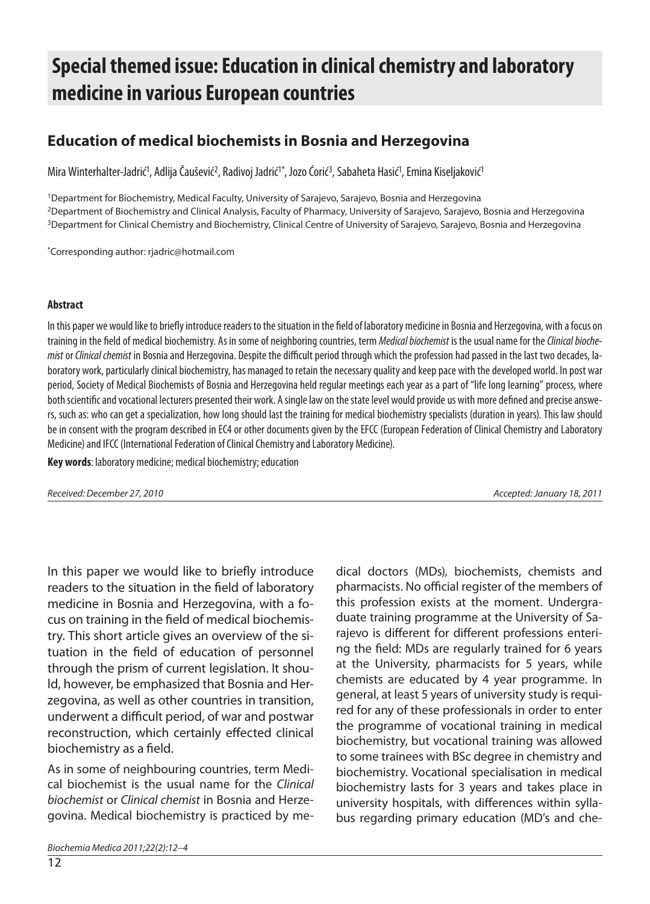# Special themed issue: Education in clinical chemistry and laboratory medicine in various European countries

## Education of medical biochemists in Bosnia and Herzegovina

Mira Winterhalter-Jadrić[1], Adlija Čaušević[2], Radivoj Jadrić[1]*, Jozo Ćorić[3], Sabaheta Hasić[1], Emina Kiseljaković[1]

[1]Department for Biochemistry, Medical Faculty, University of Sarajevo, Sarajevo, Bosnia and Herzegovina
[2]Department of Biochemistry and Clinical Analysis, Faculty of Pharmacy, University of Sarajevo, Sarajevo, Bosnia and Herzegovina
[3]Department for Clinical Chemistry and Biochemistry, Clinical Centre of University of Sarajevo, Sarajevo, Bosnia and Herzegovina

*Corresponding author: rjadric@hotmail.com

**Abstract**

In this paper we would like to briefly introduce readers to the situation in the field of laboratory medicine in Bosnia and Herzegovina, with a focus on training in the field of medical biochemistry. As in some of neighboring countries, term *Medical biochemist* is the usual name for the *Clinical biochemist* or *Clinical chemist* in Bosnia and Herzegovina. Despite the difficult period through which the profession had passed in the last two decades, laboratory work, particularly clinical biochemistry, has managed to retain the necessary quality and keep pace with the developed world. In post war period, Society of Medical Biochemists of Bosnia and Herzegovina held regular meetings each year as a part of "life long learning" process, where both scientific and vocational lecturers presented their work. A single law on the state level would provide us with more defined and precise answers, such as: who can get a specialization, how long should last the training for medical biochemistry specialists (duration in years). This law should be in consent with the program described in EC4 or other documents given by the EFCC (European Federation of Clinical Chemistry and Laboratory Medicine) and IFCC (International Federation of Clinical Chemistry and Laboratory Medicine).

**Key words**: laboratory medicine; medical biochemistry; education

*Received: December 27, 2010* *Accepted: January 18, 2011*

In this paper we would like to briefly introduce readers to the situation in the field of laboratory medicine in Bosnia and Herzegovina, with a focus on training in the field of medical biochemistry. This short article gives an overview of the situation in the field of education of personnel through the prism of current legislation. It should, however, be emphasized that Bosnia and Herzegovina, as well as other countries in transition, underwent a difficult period, of war and postwar reconstruction, which certainly effected clinical biochemistry as a field.

As in some of neighbouring countries, term Medical biochemist is the usual name for the *Clinical biochemist* or *Clinical chemist* in Bosnia and Herzegovina. Medical biochemistry is practiced by medical doctors (MDs), biochemists, chemists and pharmacists. No official register of the members of this profession exists at the moment. Undergraduate training programme at the University of Sarajevo is different for different professions entering the field: MDs are regularly trained for 6 years at the University, pharmacists for 5 years, while chemists are educated by 4 year programme. In general, at least 5 years of university study is required for any of these professionals in order to enter the programme of vocational training in medical biochemistry, but vocational training was allowed to some trainees with BSc degree in chemistry and biochemistry. Vocational specialisation in medical biochemistry lasts for 3 years and takes place in university hospitals, with differences within syllabus regarding primary education (MD's and che-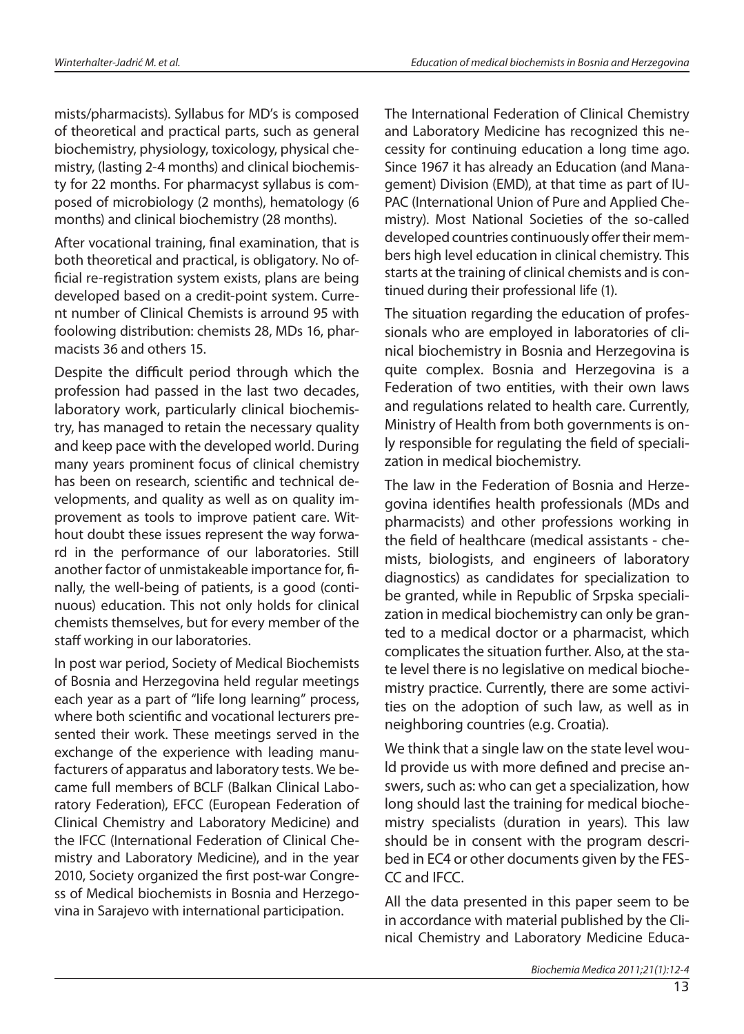mists/pharmacists). Syllabus for MD's is composed of theoretical and practical parts, such as general biochemistry, physiology, toxicology, physical chemistry, (lasting 2-4 months) and clinical biochemisty for 22 months. For pharmacyst syllabus is composed of microbiology (2 months), hematology (6 months) and clinical biochemistry (28 months).

After vocational training, final examination, that is both theoretical and practical, is obligatory. No official re-registration system exists, plans are being developed based on a credit-point system. Current number of Clinical Chemists is arround 95 with foolowing distribution: chemists 28, MDs 16, pharmacists 36 and others 15.

Despite the difficult period through which the profession had passed in the last two decades, laboratory work, particularly clinical biochemistry, has managed to retain the necessary quality and keep pace with the developed world. During many years prominent focus of clinical chemistry has been on research, scientific and technical developments, and quality as well as on quality improvement as tools to improve patient care. Without doubt these issues represent the way forward in the performance of our laboratories. Still another factor of unmistakeable importance for, finally, the well-being of patients, is a good (continuous) education. This not only holds for clinical chemists themselves, but for every member of the staff working in our laboratories.

In post war period, Society of Medical Biochemists of Bosnia and Herzegovina held regular meetings each year as a part of "life long learning" process, where both scientific and vocational lecturers presented their work. These meetings served in the exchange of the experience with leading manufacturers of apparatus and laboratory tests. We became full members of BCLF (Balkan Clinical Laboratory Federation), EFCC (European Federation of Clinical Chemistry and Laboratory Medicine) and the IFCC (International Federation of Clinical Chemistry and Laboratory Medicine), and in the year 2010, Society organized the first post-war Congress of Medical biochemists in Bosnia and Herzegovina in Sarajevo with international participation.

The International Federation of Clinical Chemistry and Laboratory Medicine has recognized this necessity for continuing education a long time ago. Since 1967 it has already an Education (and Management) Division (EMD), at that time as part of IUPAC (International Union of Pure and Applied Chemistry). Most National Societies of the so-called developed countries continuously offer their members high level education in clinical chemistry. This starts at the training of clinical chemists and is continued during their professional life (1).

The situation regarding the education of professionals who are employed in laboratories of clinical biochemistry in Bosnia and Herzegovina is quite complex. Bosnia and Herzegovina is a Federation of two entities, with their own laws and regulations related to health care. Currently, Ministry of Health from both governments is only responsible for regulating the field of specialization in medical biochemistry.

The law in the Federation of Bosnia and Herzegovina identifies health professionals (MDs and pharmacists) and other professions working in the field of healthcare (medical assistants - chemists, biologists, and engineers of laboratory diagnostics) as candidates for specialization to be granted, while in Republic of Srpska specialization in medical biochemistry can only be granted to a medical doctor or a pharmacist, which complicates the situation further. Also, at the state level there is no legislative on medical biochemistry practice. Currently, there are some activities on the adoption of such law, as well as in neighboring countries (e.g. Croatia).

We think that a single law on the state level would provide us with more defined and precise answers, such as: who can get a specialization, how long should last the training for medical biochemistry specialists (duration in years). This law should be in consent with the program described in EC4 or other documents given by the FESCC and IFCC.

All the data presented in this paper seem to be in accordance with material published by the Clinical Chemistry and Laboratory Medicine Educa-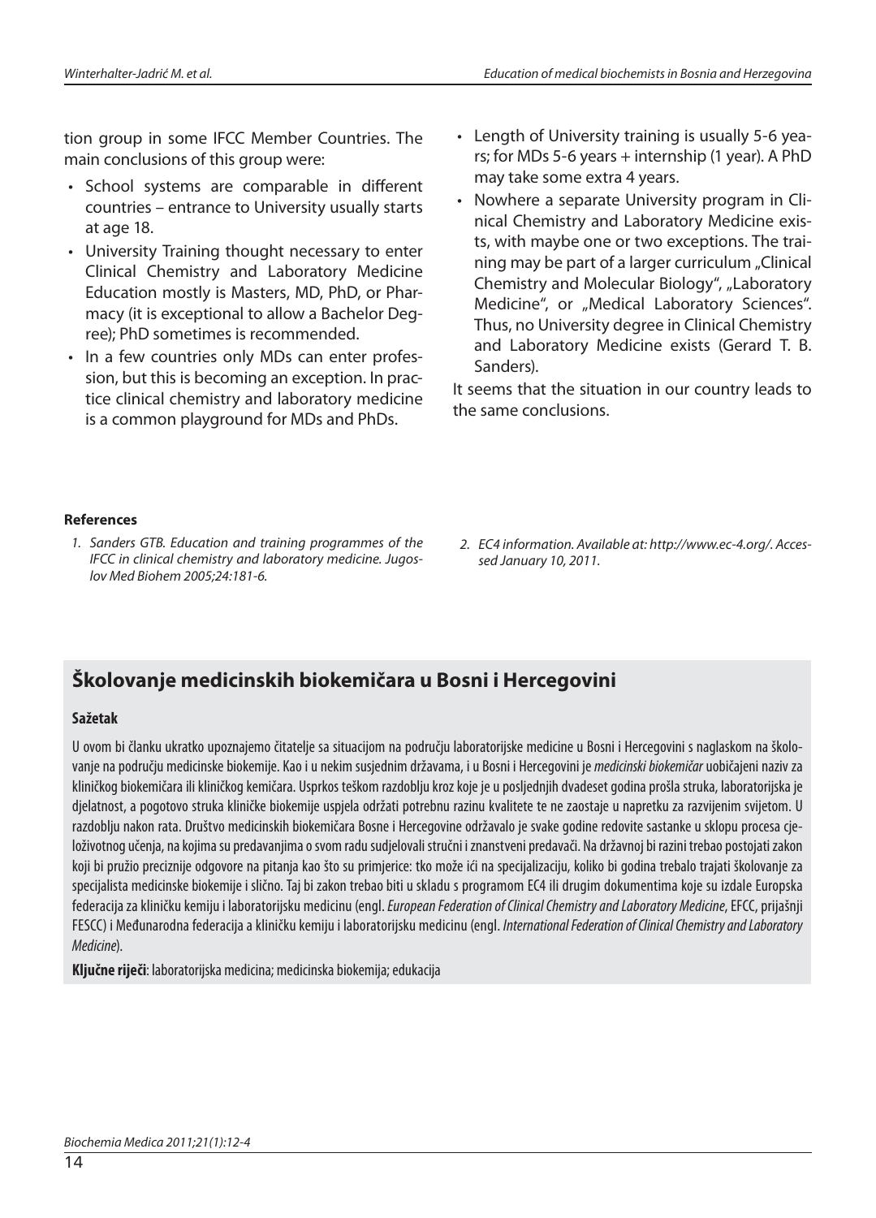tion group in some IFCC Member Countries. The main conclusions of this group were:

- School systems are comparable in different countries – entrance to University usually starts at age 18.
- University Training thought necessary to enter Clinical Chemistry and Laboratory Medicine Education mostly is Masters, MD, PhD, or Pharmacy (it is exceptional to allow a Bachelor Degree); PhD sometimes is recommended.
- In a few countries only MDs can enter profession, but this is becoming an exception. In practice clinical chemistry and laboratory medicine is a common playground for MDs and PhDs.
- Length of University training is usually 5-6 years; for MDs 5-6 years + internship (1 year). A PhD may take some extra 4 years.
- Nowhere a separate University program in Clinical Chemistry and Laboratory Medicine exists, with maybe one or two exceptions. The training may be part of a larger curriculum „Clinical Chemistry and Molecular Biology", „Laboratory Medicine", or „Medical Laboratory Sciences". Thus, no University degree in Clinical Chemistry and Laboratory Medicine exists (Gerard T. B. Sanders).

It seems that the situation in our country leads to the same conclusions.

**References**

1. *Sanders GTB. Education and training programmes of the IFCC in clinical chemistry and laboratory medicine. Jugoslov Med Biohem 2005;24:181-6.*
2. *EC4 information. Available at: http://www.ec-4.org/. Accessed January 10, 2011.*

## Školovanje medicinskih biokemičara u Bosni i Hercegovini

**Sažetak**

U ovom bi članku ukratko upoznajemo čitatelje sa situacijom na području laboratorijske medicine u Bosni i Hercegovini s naglaskom na školovanje na području medicinske biokemije. Kao i u nekim susjednim državama, i u Bosni i Hercegovini je *medicinski biokemičar* uobičajeni naziv za kliničkog biokemičara ili kliničkog kemičara. Usprkos teškom razdoblju kroz koje je u posljednjih dvadeset godina prošla struka, laboratorijska je djelatnost, a pogotovo struka kliničke biokemije uspjela održati potrebnu razinu kvalitete te ne zaostaje u napretku za razvijenim svijetom. U razdoblju nakon rata. Društvo medicinskih biokemičara Bosne i Hercegovine održavalo je svake godine redovite sastanke u sklopu procesa cjeloživotnog učenja, na kojima su predavanjima o svom radu sudjelovali stručni i znanstveni predavači. Na državnoj bi razini trebao postojati zakon koji bi pružio preciznije odgovore na pitanja kao što su primjerice: tko može ići na specijalizaciju, koliko bi godina trebalo trajati školovanje za specijalista medicinske biokemije i slično. Taj bi zakon trebao biti u skladu s programom EC4 ili drugim dokumentima koje su izdale Europska federacija za kliničku kemiju i laboratorijsku medicinu (engl. *European Federation of Clinical Chemistry and Laboratory Medicine*, EFCC, prijašnji FESCC) i Međunarodna federacija a kliničku kemiju i laboratorijsku medicinu (engl. *International Federation of Clinical Chemistry and Laboratory Medicine*).

**Ključne riječi**: laboratorijska medicina; medicinska biokemija; edukacija